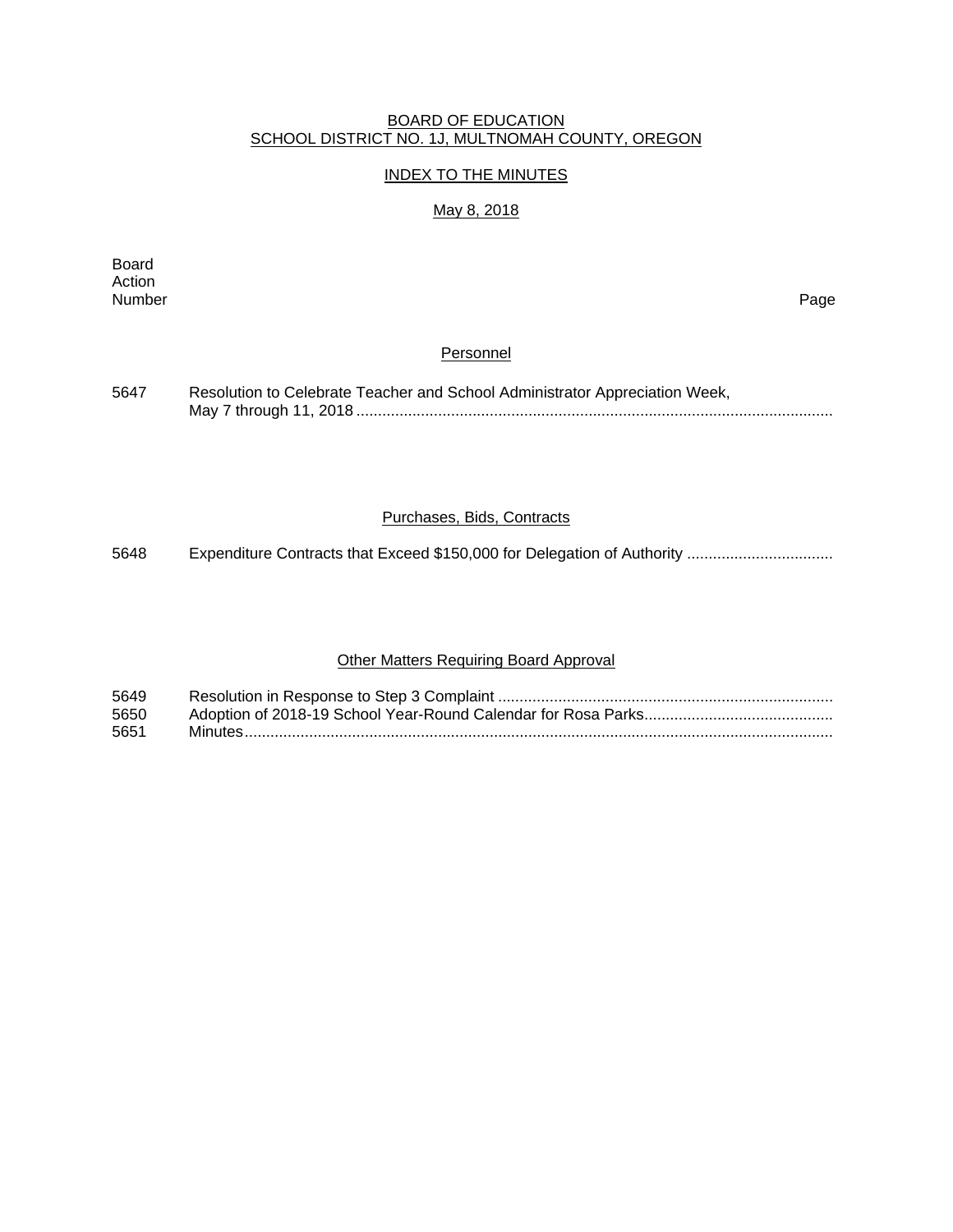BOARD OF EDUCATION
SCHOOL DISTRICT NO. 1J, MULTNOMAH COUNTY, OREGON

INDEX TO THE MINUTES

May 8, 2018

| Board Action Number | | Page |
|---|---|---|
| | **Personnel** | |
| 5647 | Resolution to Celebrate Teacher and School Administrator Appreciation Week, May 7 through 11, 2018 | |
| | **Purchases, Bids, Contracts** | |
| 5648 | Expenditure Contracts that Exceed $150,000 for Delegation of Authority | |
| | **Other Matters Requiring Board Approval** | |
| 5649 | Resolution in Response to Step 3 Complaint | |
| 5650 | Adoption of 2018-19 School Year-Round Calendar for Rosa Parks | |
| 5651 | Minutes | |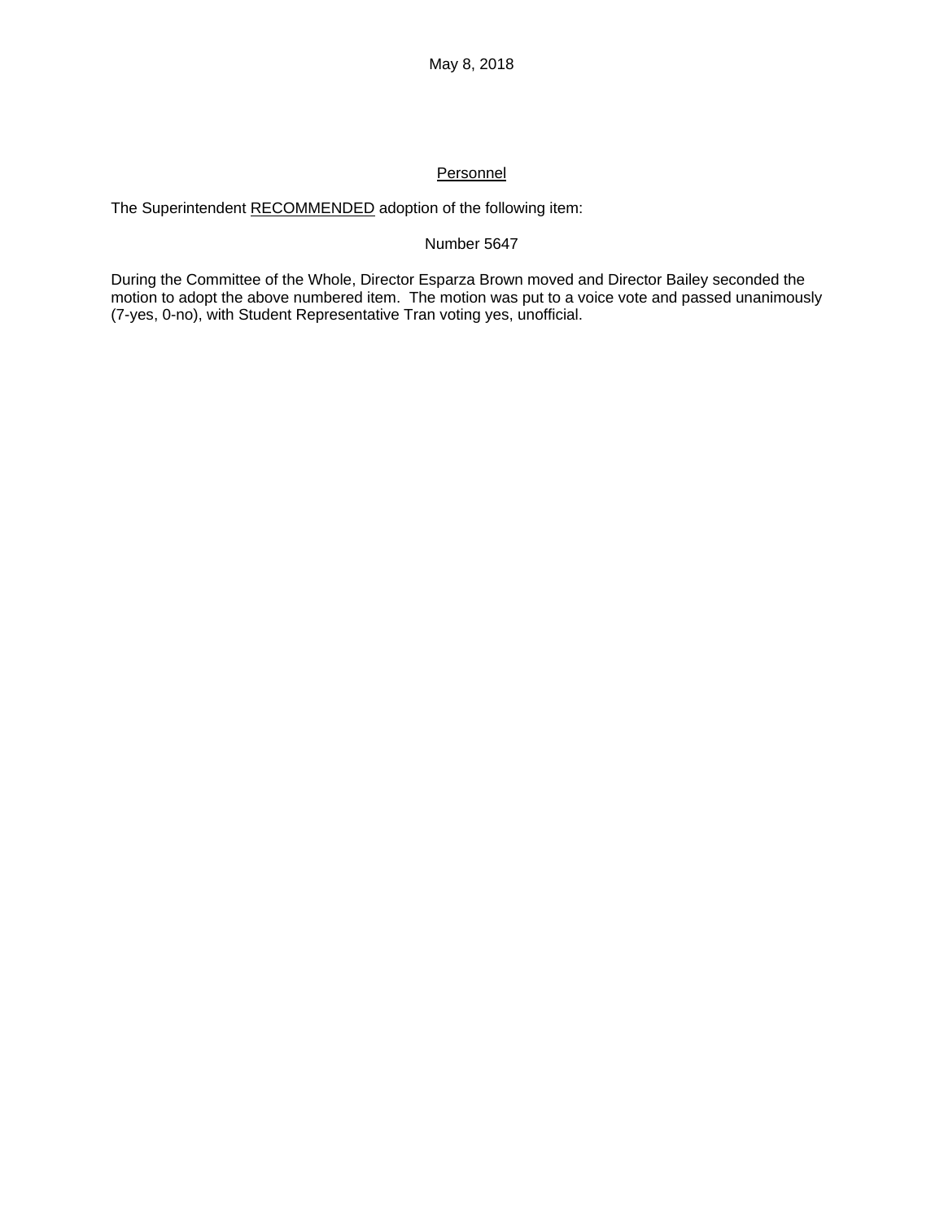May 8, 2018

<u>Personnel</u>

The Superintendent <u>RECOMMENDED</u> adoption of the following item:

Number 5647

During the Committee of the Whole, Director Esparza Brown moved and Director Bailey seconded the motion to adopt the above numbered item. The motion was put to a voice vote and passed unanimously (7-yes, 0-no), with Student Representative Tran voting yes, unofficial.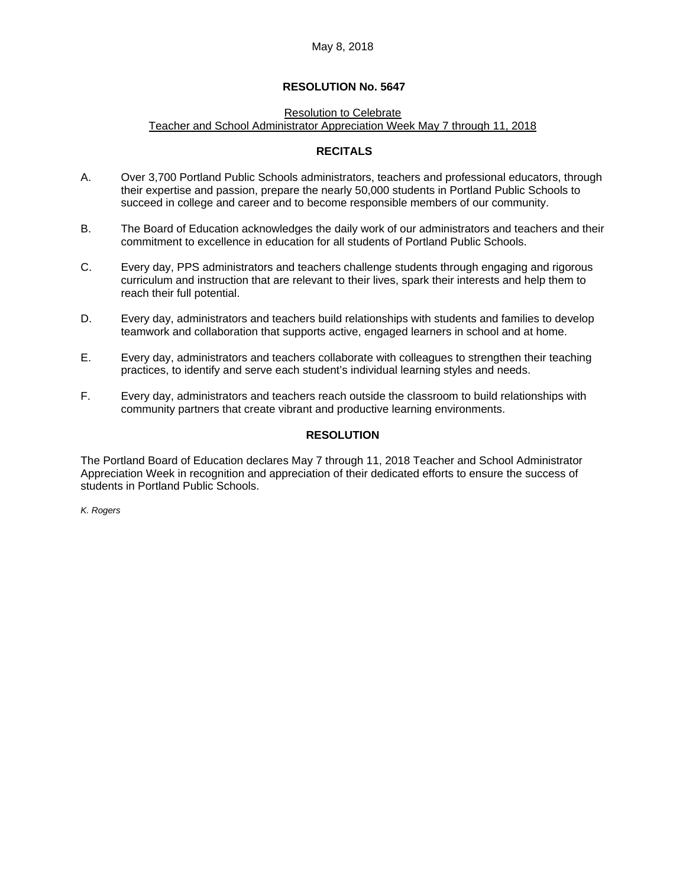May 8, 2018

**RESOLUTION No. 5647**

Resolution to Celebrate
Teacher and School Administrator Appreciation Week May 7 through 11, 2018

**RECITALS**

A. Over 3,700 Portland Public Schools administrators, teachers and professional educators, through their expertise and passion, prepare the nearly 50,000 students in Portland Public Schools to succeed in college and career and to become responsible members of our community.

B. The Board of Education acknowledges the daily work of our administrators and teachers and their commitment to excellence in education for all students of Portland Public Schools.

C. Every day, PPS administrators and teachers challenge students through engaging and rigorous curriculum and instruction that are relevant to their lives, spark their interests and help them to reach their full potential.

D. Every day, administrators and teachers build relationships with students and families to develop teamwork and collaboration that supports active, engaged learners in school and at home.

E. Every day, administrators and teachers collaborate with colleagues to strengthen their teaching practices, to identify and serve each student's individual learning styles and needs.

F. Every day, administrators and teachers reach outside the classroom to build relationships with community partners that create vibrant and productive learning environments.

**RESOLUTION**

The Portland Board of Education declares May 7 through 11, 2018 Teacher and School Administrator Appreciation Week in recognition and appreciation of their dedicated efforts to ensure the success of students in Portland Public Schools.

*K. Rogers*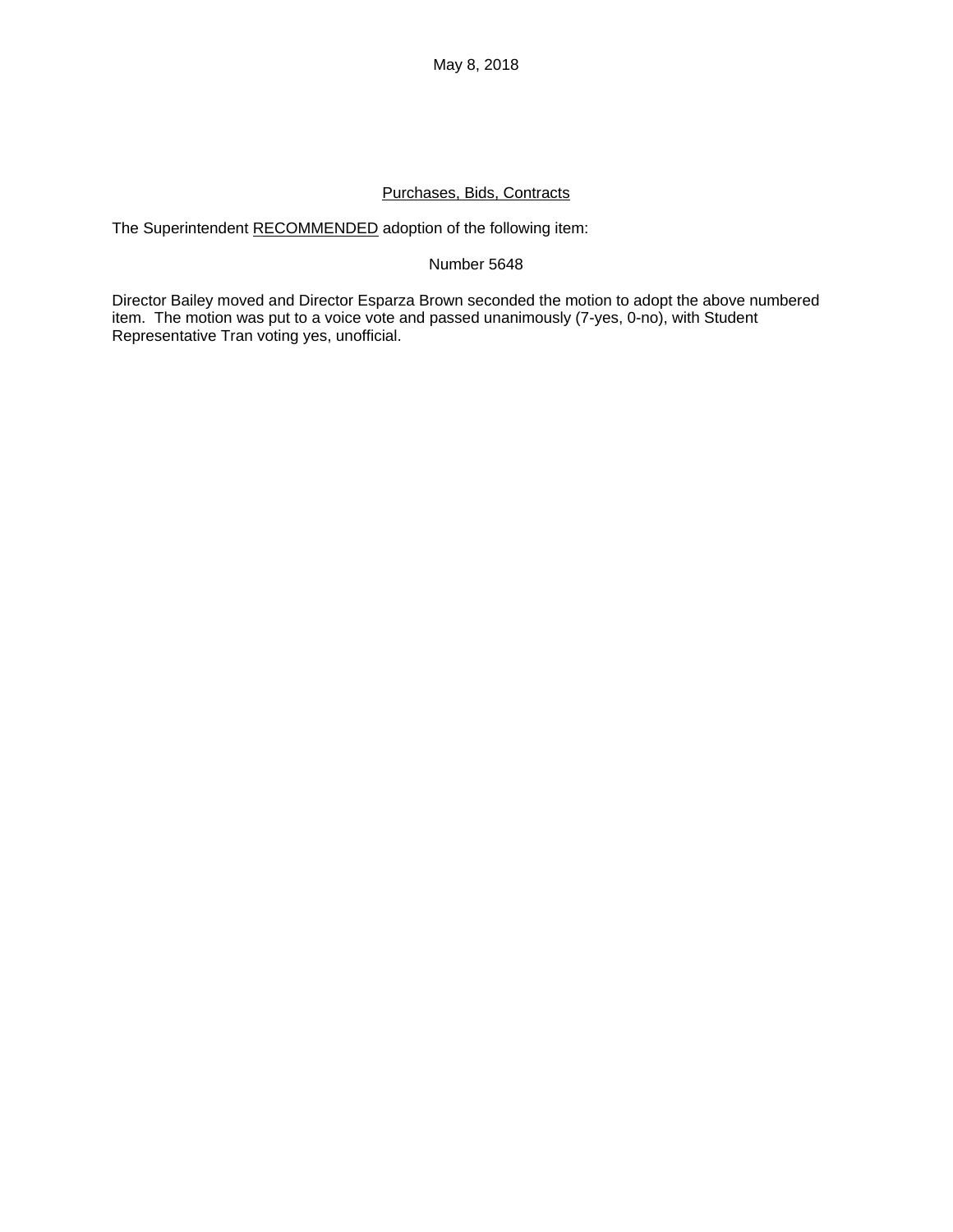May 8, 2018

## Purchases, Bids, Contracts

The Superintendent RECOMMENDED adoption of the following item:

Number 5648

Director Bailey moved and Director Esparza Brown seconded the motion to adopt the above numbered item. The motion was put to a voice vote and passed unanimously (7-yes, 0-no), with Student Representative Tran voting yes, unofficial.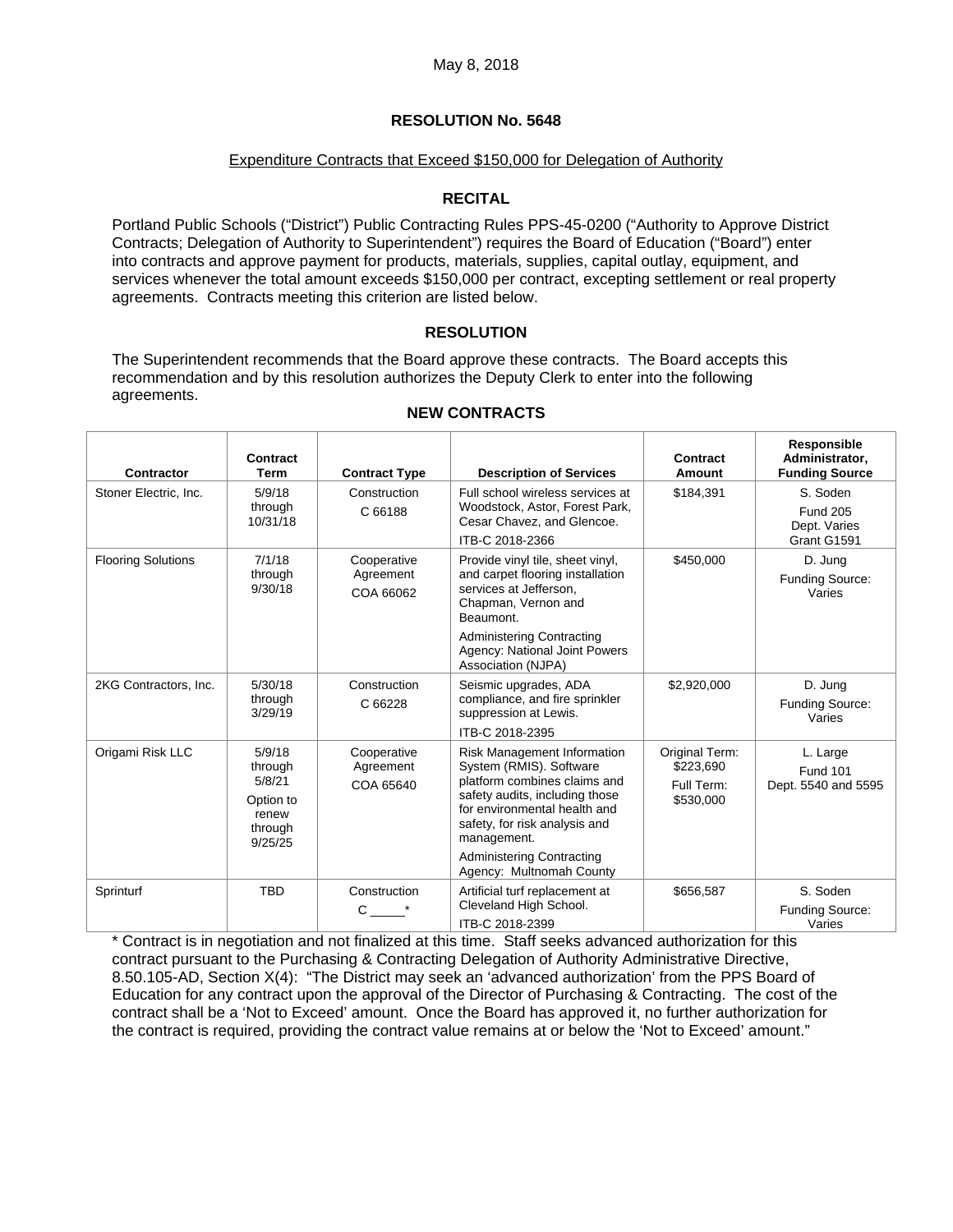May 8, 2018

# RESOLUTION No. 5648

Expenditure Contracts that Exceed $150,000 for Delegation of Authority

## RECITAL

Portland Public Schools ("District") Public Contracting Rules PPS-45-0200 ("Authority to Approve District Contracts; Delegation of Authority to Superintendent") requires the Board of Education ("Board") enter into contracts and approve payment for products, materials, supplies, capital outlay, equipment, and services whenever the total amount exceeds $150,000 per contract, excepting settlement or real property agreements. Contracts meeting this criterion are listed below.

## RESOLUTION

The Superintendent recommends that the Board approve these contracts. The Board accepts this recommendation and by this resolution authorizes the Deputy Clerk to enter into the following agreements.

### NEW CONTRACTS

| Contractor | Contract Term | Contract Type | Description of Services | Contract Amount | Responsible Administrator, Funding Source |
|---|---|---|---|---|---|
| Stoner Electric, Inc. | 5/9/18 through 10/31/18 | Construction C 66188 | Full school wireless services at Woodstock, Astor, Forest Park, Cesar Chavez, and Glencoe. ITB-C 2018-2366 | $184,391 | S. Soden Fund 205 Dept. Varies Grant G1591 |
| Flooring Solutions | 7/1/18 through 9/30/18 | Cooperative Agreement COA 66062 | Provide vinyl tile, sheet vinyl, and carpet flooring installation services at Jefferson, Chapman, Vernon and Beaumont. Administering Contracting Agency: National Joint Powers Association (NJPA) | $450,000 | D. Jung Funding Source: Varies |
| 2KG Contractors, Inc. | 5/30/18 through 3/29/19 | Construction C 66228 | Seismic upgrades, ADA compliance, and fire sprinkler suppression at Lewis. ITB-C 2018-2395 | $2,920,000 | D. Jung Funding Source: Varies |
| Origami Risk LLC | 5/9/18 through 5/8/21 Option to renew through 9/25/25 | Cooperative Agreement COA 65640 | Risk Management Information System (RMIS). Software platform combines claims and safety audits, including those for environmental health and safety, for risk analysis and management. Administering Contracting Agency: Multnomah County | Original Term: $223,690 Full Term: $530,000 | L. Large Fund 101 Dept. 5540 and 5595 |
| Sprinturf | TBD | Construction C _____* | Artificial turf replacement at Cleveland High School. ITB-C 2018-2399 | $656,587 | S. Soden Funding Source: Varies |

* Contract is in negotiation and not finalized at this time. Staff seeks advanced authorization for this contract pursuant to the Purchasing & Contracting Delegation of Authority Administrative Directive, 8.50.105-AD, Section X(4): "The District may seek an 'advanced authorization' from the PPS Board of Education for any contract upon the approval of the Director of Purchasing & Contracting. The cost of the contract shall be a 'Not to Exceed' amount. Once the Board has approved it, no further authorization for the contract is required, providing the contract value remains at or below the 'Not to Exceed' amount."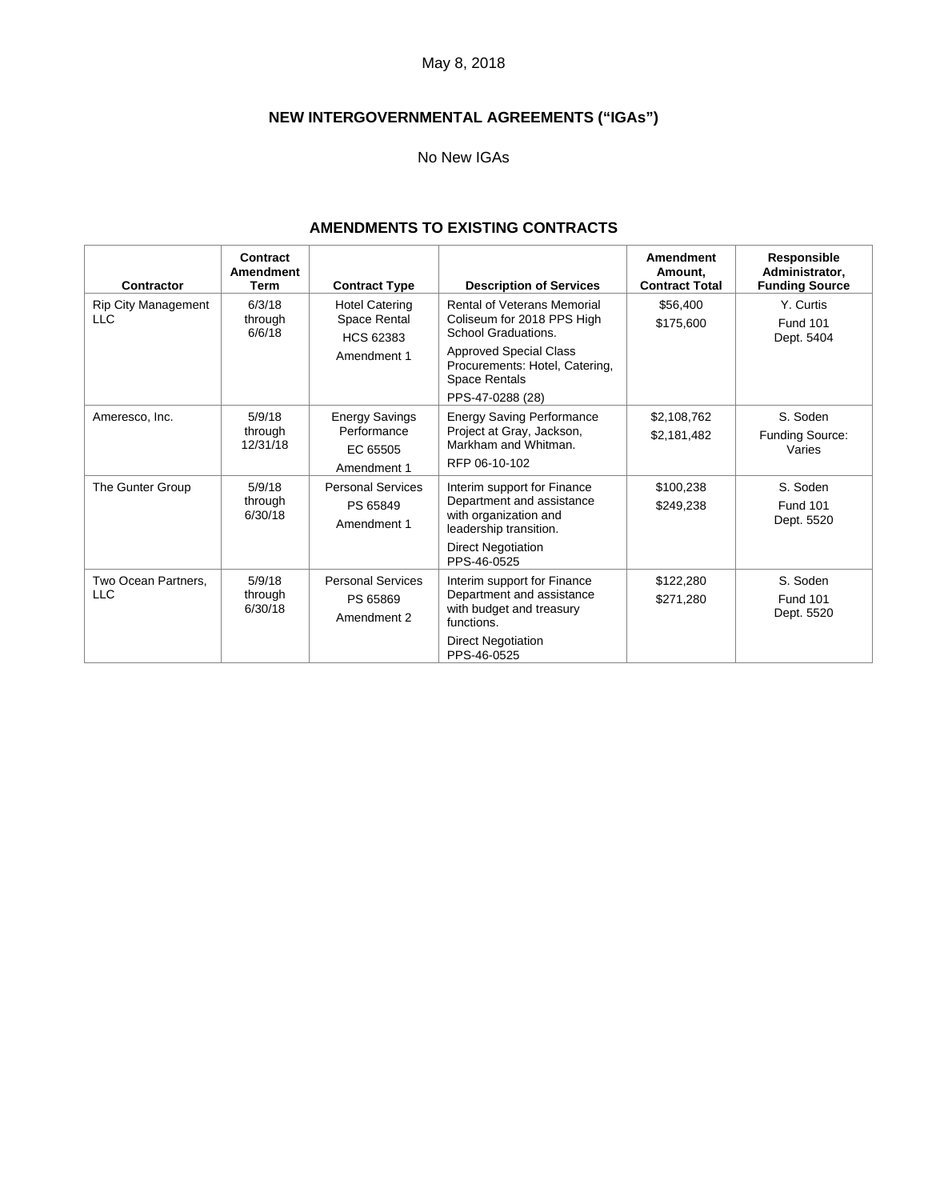May 8, 2018

## NEW INTERGOVERNMENTAL AGREEMENTS ("IGAs")

No New IGAs

## AMENDMENTS TO EXISTING CONTRACTS

| Contractor | Contract Amendment Term | Contract Type | Description of Services | Amendment Amount, Contract Total | Responsible Administrator, Funding Source |
|---|---|---|---|---|---|
| Rip City Management LLC | 6/3/18 through 6/6/18 | Hotel Catering Space Rental<br>HCS 62383<br>Amendment 1 | Rental of Veterans Memorial Coliseum for 2018 PPS High School Graduations.<br>Approved Special Class Procurements: Hotel, Catering, Space Rentals<br>PPS-47-0288 (28) | \$56,400<br>\$175,600 | Y. Curtis<br>Fund 101<br>Dept. 5404 |
| Ameresco, Inc. | 5/9/18 through 12/31/18 | Energy Savings Performance<br>EC 65505<br>Amendment 1 | Energy Saving Performance Project at Gray, Jackson, Markham and Whitman.<br>RFP 06-10-102 | \$2,108,762<br>\$2,181,482 | S. Soden<br>Funding Source: Varies |
| The Gunter Group | 5/9/18 through 6/30/18 | Personal Services<br>PS 65849<br>Amendment 1 | Interim support for Finance Department and assistance with organization and leadership transition.<br>Direct Negotiation PPS-46-0525 | \$100,238<br>\$249,238 | S. Soden<br>Fund 101<br>Dept. 5520 |
| Two Ocean Partners, LLC | 5/9/18 through 6/30/18 | Personal Services<br>PS 65869<br>Amendment 2 | Interim support for Finance Department and assistance with budget and treasury functions.<br>Direct Negotiation PPS-46-0525 | \$122,280<br>\$271,280 | S. Soden<br>Fund 101<br>Dept. 5520 |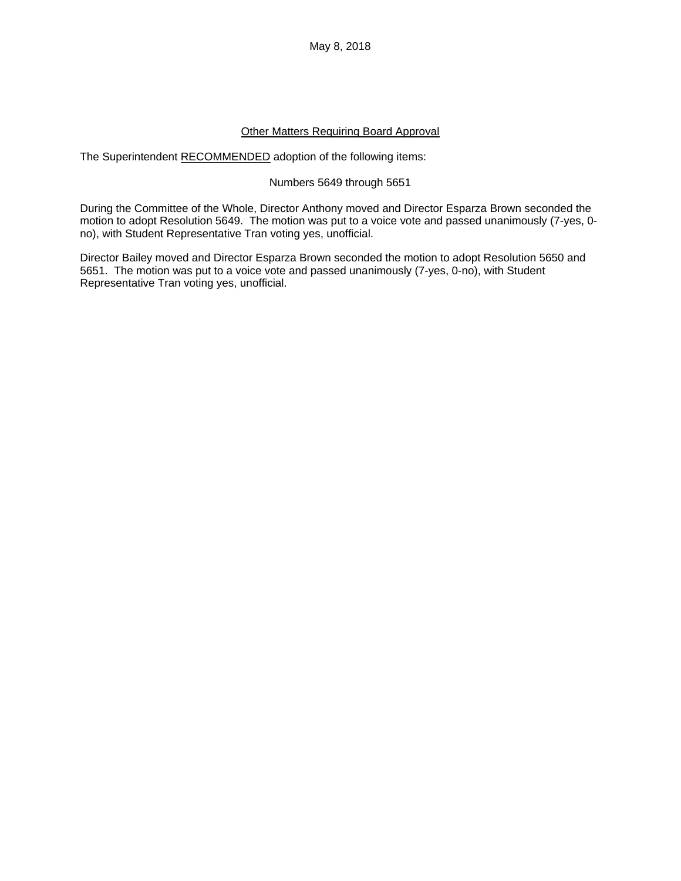May 8, 2018

## Other Matters Requiring Board Approval

The Superintendent RECOMMENDED adoption of the following items:

Numbers 5649 through 5651

During the Committee of the Whole, Director Anthony moved and Director Esparza Brown seconded the motion to adopt Resolution 5649. The motion was put to a voice vote and passed unanimously (7-yes, 0-no), with Student Representative Tran voting yes, unofficial.

Director Bailey moved and Director Esparza Brown seconded the motion to adopt Resolution 5650 and 5651. The motion was put to a voice vote and passed unanimously (7-yes, 0-no), with Student Representative Tran voting yes, unofficial.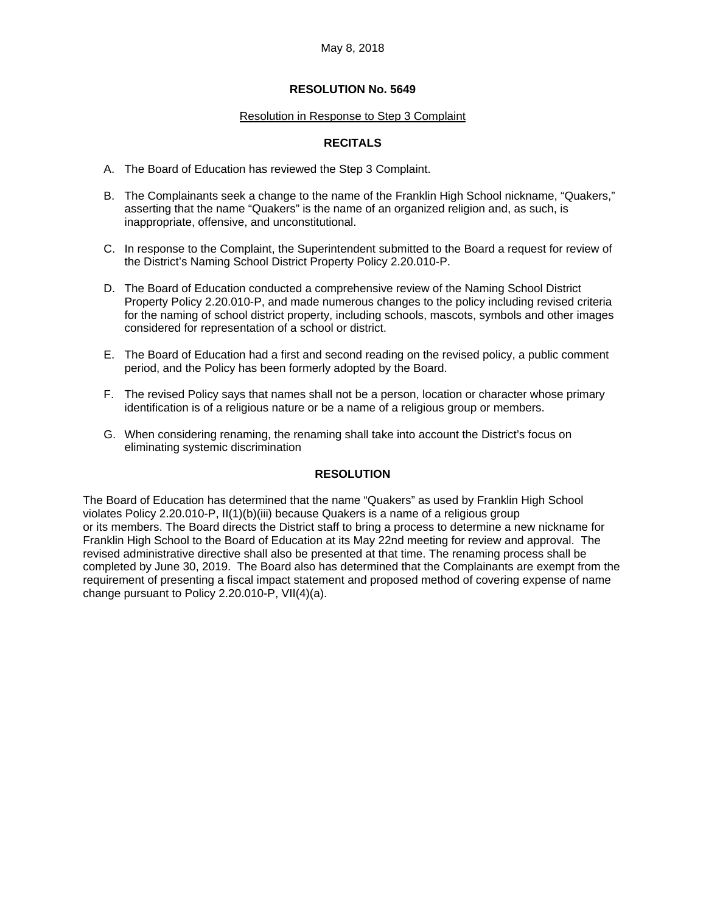May 8, 2018

**RESOLUTION No. 5649**

Resolution in Response to Step 3 Complaint

**RECITALS**

A. The Board of Education has reviewed the Step 3 Complaint.

B. The Complainants seek a change to the name of the Franklin High School nickname, "Quakers," asserting that the name "Quakers" is the name of an organized religion and, as such, is inappropriate, offensive, and unconstitutional.

C. In response to the Complaint, the Superintendent submitted to the Board a request for review of the District's Naming School District Property Policy 2.20.010-P.

D. The Board of Education conducted a comprehensive review of the Naming School District Property Policy 2.20.010-P, and made numerous changes to the policy including revised criteria for the naming of school district property, including schools, mascots, symbols and other images considered for representation of a school or district.

E. The Board of Education had a first and second reading on the revised policy, a public comment period, and the Policy has been formerly adopted by the Board.

F. The revised Policy says that names shall not be a person, location or character whose primary identification is of a religious nature or be a name of a religious group or members.

G. When considering renaming, the renaming shall take into account the District's focus on eliminating systemic discrimination

**RESOLUTION**

The Board of Education has determined that the name "Quakers" as used by Franklin High School violates Policy 2.20.010-P, II(1)(b)(iii) because Quakers is a name of a religious group or its members. The Board directs the District staff to bring a process to determine a new nickname for Franklin High School to the Board of Education at its May 22nd meeting for review and approval. The revised administrative directive shall also be presented at that time. The renaming process shall be completed by June 30, 2019. The Board also has determined that the Complainants are exempt from the requirement of presenting a fiscal impact statement and proposed method of covering expense of name change pursuant to Policy 2.20.010-P, VII(4)(a).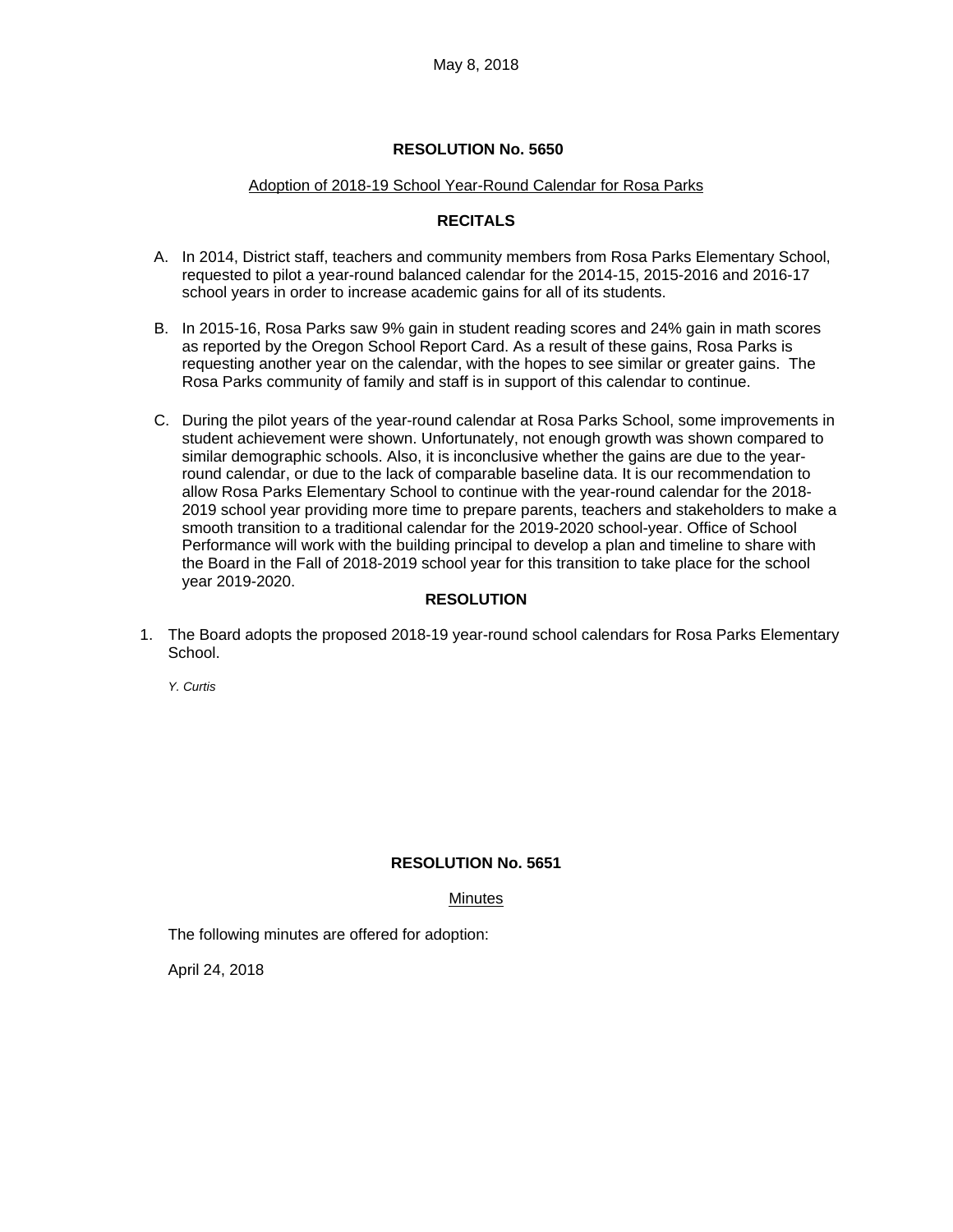May 8, 2018

**RESOLUTION No. 5650**

Adoption of 2018-19 School Year-Round Calendar for Rosa Parks

**RECITALS**

A. In 2014, District staff, teachers and community members from Rosa Parks Elementary School, requested to pilot a year-round balanced calendar for the 2014-15, 2015-2016 and 2016-17 school years in order to increase academic gains for all of its students.

B. In 2015-16, Rosa Parks saw 9% gain in student reading scores and 24% gain in math scores as reported by the Oregon School Report Card. As a result of these gains, Rosa Parks is requesting another year on the calendar, with the hopes to see similar or greater gains. The Rosa Parks community of family and staff is in support of this calendar to continue.

C. During the pilot years of the year-round calendar at Rosa Parks School, some improvements in student achievement were shown. Unfortunately, not enough growth was shown compared to similar demographic schools. Also, it is inconclusive whether the gains are due to the year-round calendar, or due to the lack of comparable baseline data. It is our recommendation to allow Rosa Parks Elementary School to continue with the year-round calendar for the 2018-2019 school year providing more time to prepare parents, teachers and stakeholders to make a smooth transition to a traditional calendar for the 2019-2020 school-year. Office of School Performance will work with the building principal to develop a plan and timeline to share with the Board in the Fall of 2018-2019 school year for this transition to take place for the school year 2019-2020.

**RESOLUTION**

1. The Board adopts the proposed 2018-19 year-round school calendars for Rosa Parks Elementary School.

*Y. Curtis*

**RESOLUTION No. 5651**

Minutes

The following minutes are offered for adoption:

April 24, 2018